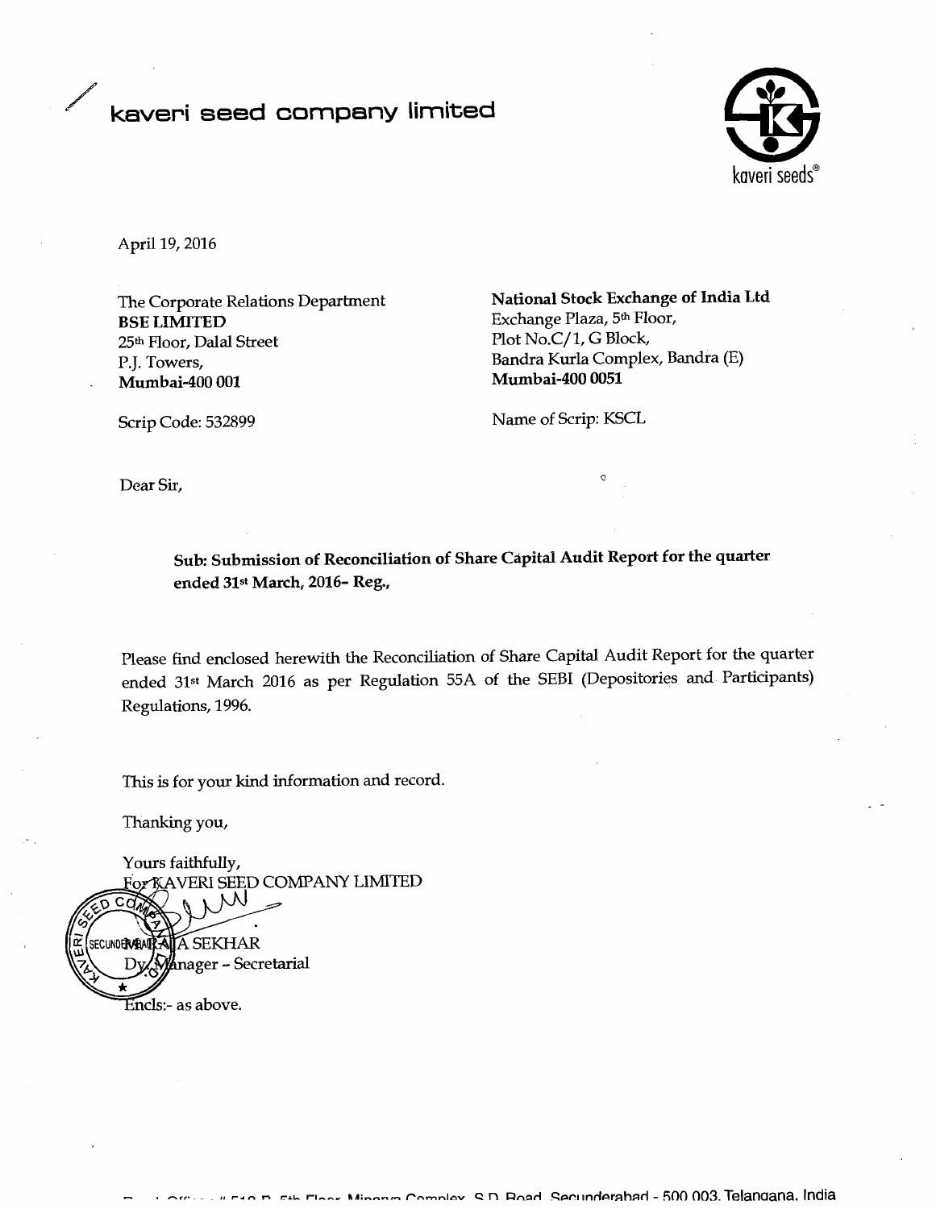# kaveri seed company limited

kaveri seeds®

April 19, 2016

The Corporate Relations Department
**BSE LIMITED**
25th Floor, Dalal Street
P.J. Towers,
**Mumbai-400 001**

Scrip Code: 532899

**National Stock Exchange of India Ltd**
Exchange Plaza, 5th Floor,
Plot No.C/1, G Block,
Bandra Kurla Complex, Bandra (E)
**Mumbai-400 0051**

Name of Scrip: KSCL

Dear Sir,

**Sub: Submission of Reconciliation of Share Capital Audit Report for the quarter ended 31st March, 2016- Reg.,**

Please find enclosed herewith the Reconciliation of Share Capital Audit Report for the quarter ended 31st March 2016 as per Regulation 55A of the SEBI (Depositories and Participants) Regulations, 1996.

This is for your kind information and record.

Thanking you,

Yours faithfully,
For KAVERI SEED COMPANY LIMITED

A SEKHAR
Dy. Manager – Secretarial

Encls:- as above.

Regd. Office: # 513-B, 5th Floor, Minerva Complex, S.D. Road, Secunderabad - 500 003. Telangana, India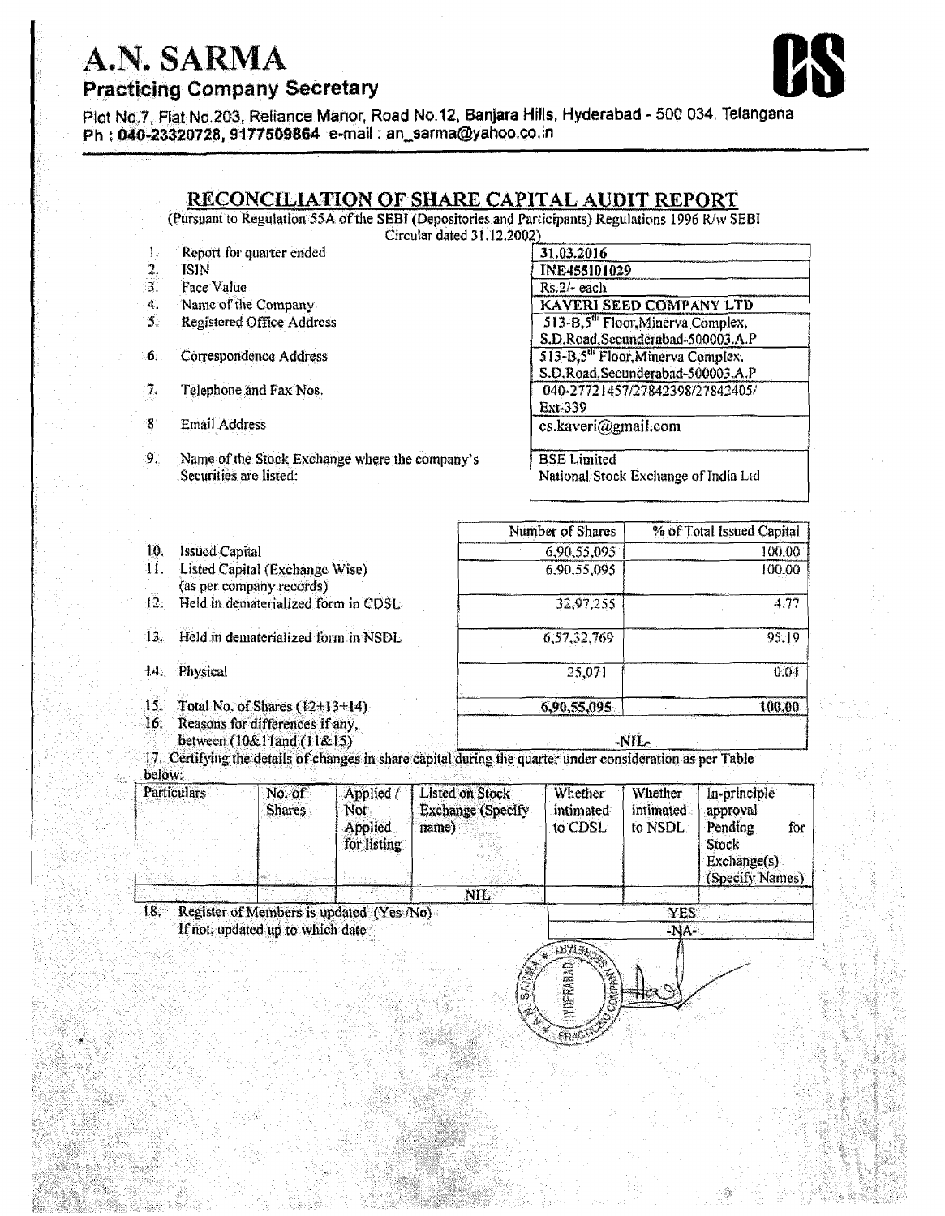# A.N. SARMA

**Practicing Company Secretary**

Plot No.7, Flat No.203, Reliance Manor, Road No.12, Banjara Hills, Hyderabad - 500 034, Telangana
**Ph : 040-23320728, 9177509864** e-mail : an_sarma@yahoo.co.in

## RECONCILIATION OF SHARE CAPITAL AUDIT REPORT

(Pursuant to Regulation 55A of the SEBI (Depositories and Participants) Regulations 1996 R/w SEBI Circular dated 31.12.2002)

| | | |
|---|---|---|
| 1. | Report for quarter ended | **31.03.2016** |
| 2. | ISIN | **INE455I01029** |
| 3. | Face Value | Rs.2/- each |
| 4. | Name of the Company | **KAVERI SEED COMPANY LTD** |
| 5. | Registered Office Address | 513-B,5th Floor,Minerva Complex, S.D.Road,Secunderabad-500003.A.P |
| 6. | Correspondence Address | 513-B,5th Floor,Minerva Complex, S.D.Road,Secunderabad-500003.A.P |
| 7. | Telephone and Fax Nos. | 040-27721457/27842398/27842405/ Ext-339 |
| 8 | Email Address | cs.kaveri@gmail.com |
| 9. | Name of the Stock Exchange where the company's Securities are listed: | BSE Limited<br>National Stock Exchange of India Ltd |

| | | Number of Shares | % of Total Issued Capital |
|---|---|---|---|
| 10. | Issued Capital | 6,90,55,095 | 100.00 |
| 11. | Listed Capital (Exchange Wise) (as per company records) | 6,90,55,095 | 100.00 |
| 12. | Held in dematerialized form in CDSL | 32,97,255 | 4.77 |
| 13. | Held in dematerialized form in NSDL | 6,57,32,769 | 95.19 |
| 14. | Physical | 25,071 | 0.04 |
| 15. | Total No. of Shares (12+13+14) | **6,90,55,095** | **100.00** |
| 16. | Reasons for differences if any, between (10&11and (11&15) | -NIL- | |

17. Certifying the details of changes in share capital during the quarter under consideration as per Table below:

| Particulars | No. of Shares | Applied / Not Applied for listing | Listed on Stock Exchange (Specify name) | Whether intimated to CDSL | Whether intimated to NSDL | In-principle approval Pending for Stock Exchange(s) (Specify Names) |
|---|---|---|---|---|---|---|
| | | | NIL | | | |

| | | |
|---|---|---|
| 18. | Register of Members is updated (Yes /No)<br>If not, updated up to which date | YES<br>-NA- |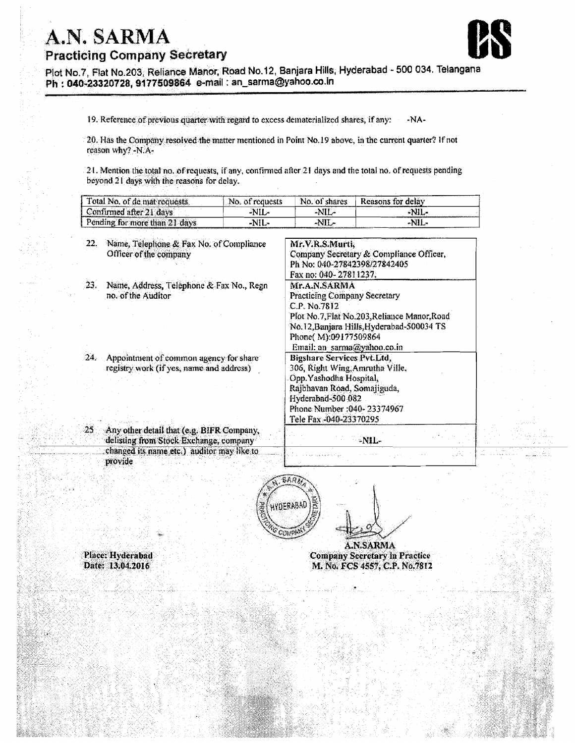# A.N. SARMA

## Practicing Company Secretary

Plot No.7, Flat No.203, Reliance Manor, Road No.12, Banjara Hills, Hyderabad - 500 034. Telangana
**Ph : 040-23320728, 9177509864 e-mail : an_sarma@yahoo.co.in**

19. Reference of previous quarter with regard to excess dematerialized shares, if any: -NA-

20. Has the Company resolved the matter mentioned in Point No.19 above, in the current quarter? If not reason why? -N.A-

21. Mention the total no. of requests, if any, confirmed after 21 days and the total no. of requests pending beyond 21 days with the reasons for delay.

| Total No. of de mat requests | No. of requests | No. of shares | Reasons for delay |
|---|---|---|---|
| Confirmed after 21 days | -NIL- | -NIL- | -NIL- |
| Pending for more than 21 days | -NIL- | -NIL- | -NIL- |

| | | |
|---|---|---|
| 22. | Name, Telephone & Fax No. of Compliance Officer of the company | **Mr.V.R.S.Murti,** Company Secretary & Compliance Officer, Ph No: 040-27842398/27842405 Fax no: 040- 27811237. |
| 23. | Name, Address, Telephone & Fax No., Regn no. of the Auditor | **Mr.A.N.SARMA** Practicing Company Secretary C.P. No.7812 Plot No.7,Flat No.203,Reliance Manor,Road No.12,Banjara Hills,Hyderabad-500034 TS Phone( M):09177509864 Email: an_sarma@yahoo.co.in |
| 24. | Appointment of common agency for share registry work (if yes, name and address) | **Bigshare Services Pvt.Ltd,** 306, Right Wing,Amrutha Ville, Opp.Yashodha Hospital, Rajbhavan Road, Somajiguda, Hyderabad-500 082 Phone Number :040- 23374967 Tele Fax -040-23370295 |
| 25 | Any other detail that (e.g. BIFR Company, delisting from Stock Exchange, company changed its name etc.) auditor may like to provide | -NIL- |

**Place: Hyderabad**
**Date: 13.04.2016**

**A.N.SARMA**
**Company Secretary in Practice**
**M. No. FCS 4557, C.P. No.7812**